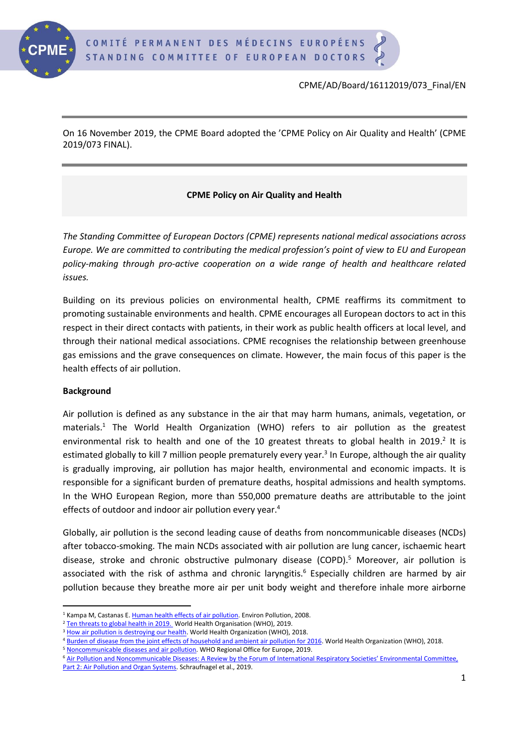CPME/AD/Board/16112019/073_Final/EN

On 16 November 2019, the CPME Board adopted the 'CPME Policy on Air Quality and Health' (CPME 2019/073 FINAL).

# CPME Policy on Air Quality and Health

*The Standing Committee of European Doctors (CPME) represents national medical associations across Europe. We are committed to contributing the medical profession's point of view to EU and European policy-making through pro-active cooperation on a wide range of health and healthcare related issues.*

Building on its previous policies on environmental health, CPME reaffirms its commitment to promoting sustainable environments and health. CPME encourages all European doctors to act in this respect in their direct contacts with patients, in their work as public health officers at local level, and through their national medical associations. CPME recognises the relationship between greenhouse gas emissions and the grave consequences on climate. However, the main focus of this paper is the health effects of air pollution.

## Background

Air pollution is defined as any substance in the air that may harm humans, animals, vegetation, or materials.[1] The World Health Organization (WHO) refers to air pollution as the greatest environmental risk to health and one of the 10 greatest threats to global health in 2019.[2] It is estimated globally to kill 7 million people prematurely every year.[3] In Europe, although the air quality is gradually improving, air pollution has major health, environmental and economic impacts. It is responsible for a significant burden of premature deaths, hospital admissions and health symptoms. In the WHO European Region, more than 550,000 premature deaths are attributable to the joint effects of outdoor and indoor air pollution every year.[4]

Globally, air pollution is the second leading cause of deaths from noncommunicable diseases (NCDs) after tobacco-smoking. The main NCDs associated with air pollution are lung cancer, ischaemic heart disease, stroke and chronic obstructive pulmonary disease (COPD).[5] Moreover, air pollution is associated with the risk of asthma and chronic laryngitis.[6] Especially children are harmed by air pollution because they breathe more air per unit body weight and therefore inhale more airborne

---

[1] Kampa M, Castanas E. Human health effects of air pollution. Environ Pollution, 2008.
[2] Ten threats to global health in 2019. World Health Organisation (WHO), 2019.
[3] How air pollution is destroying our health. World Health Organization (WHO), 2018.
[4] Burden of disease from the joint effects of household and ambient air pollution for 2016. World Health Organization (WHO), 2018.
[5] Noncommunicable diseases and air pollution. WHO Regional Office for Europe, 2019.
[6] Air Pollution and Noncommunicable Diseases: A Review by the Forum of International Respiratory Societies' Environmental Committee, Part 2: Air Pollution and Organ Systems. Schraufnagel et al., 2019.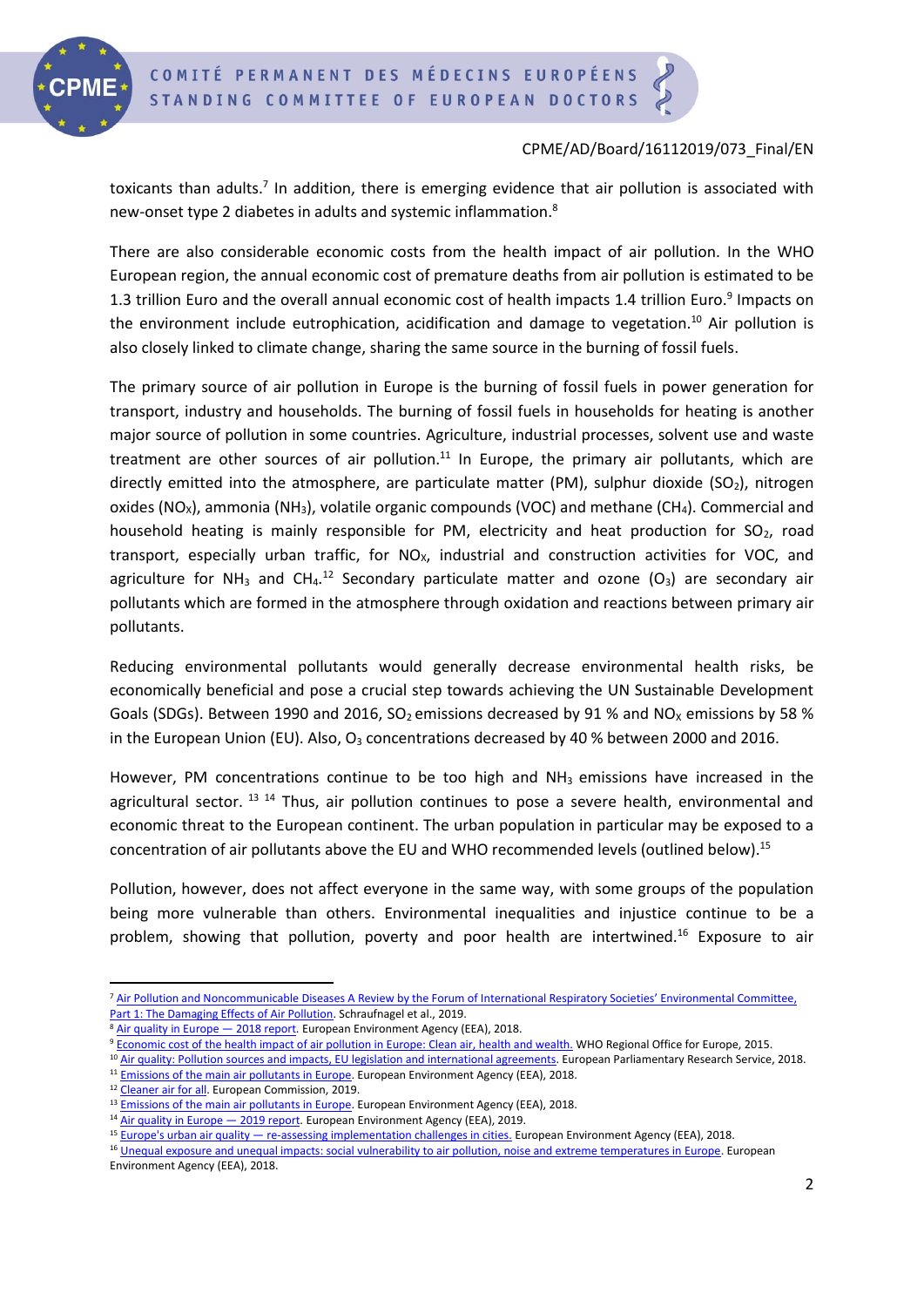toxicants than adults.[7] In addition, there is emerging evidence that air pollution is associated with new-onset type 2 diabetes in adults and systemic inflammation.[8]

There are also considerable economic costs from the health impact of air pollution. In the WHO European region, the annual economic cost of premature deaths from air pollution is estimated to be 1.3 trillion Euro and the overall annual economic cost of health impacts 1.4 trillion Euro.[9] Impacts on the environment include eutrophication, acidification and damage to vegetation.[10] Air pollution is also closely linked to climate change, sharing the same source in the burning of fossil fuels.

The primary source of air pollution in Europe is the burning of fossil fuels in power generation for transport, industry and households. The burning of fossil fuels in households for heating is another major source of pollution in some countries. Agriculture, industrial processes, solvent use and waste treatment are other sources of air pollution.[11] In Europe, the primary air pollutants, which are directly emitted into the atmosphere, are particulate matter (PM), sulphur dioxide ($SO_2$), nitrogen oxides ($NO_X$), ammonia ($NH_3$), volatile organic compounds (VOC) and methane ($CH_4$). Commercial and household heating is mainly responsible for PM, electricity and heat production for $SO_2$, road transport, especially urban traffic, for $NO_X$, industrial and construction activities for VOC, and agriculture for $NH_3$ and $CH_4$.[12] Secondary particulate matter and ozone ($O_3$) are secondary air pollutants which are formed in the atmosphere through oxidation and reactions between primary air pollutants.

Reducing environmental pollutants would generally decrease environmental health risks, be economically beneficial and pose a crucial step towards achieving the UN Sustainable Development Goals (SDGs). Between 1990 and 2016, $SO_2$ emissions decreased by 91 % and $NO_X$ emissions by 58 % in the European Union (EU). Also, $O_3$ concentrations decreased by 40 % between 2000 and 2016.

However, PM concentrations continue to be too high and $NH_3$ emissions have increased in the agricultural sector. [13] [14] Thus, air pollution continues to pose a severe health, environmental and economic threat to the European continent. The urban population in particular may be exposed to a concentration of air pollutants above the EU and WHO recommended levels (outlined below).[15]

Pollution, however, does not affect everyone in the same way, with some groups of the population being more vulnerable than others. Environmental inequalities and injustice continue to be a problem, showing that pollution, poverty and poor health are intertwined.[16] Exposure to air

---

[7] Air Pollution and Noncommunicable Diseases A Review by the Forum of International Respiratory Societies' Environmental Committee, Part 1: The Damaging Effects of Air Pollution. Schraufnagel et al., 2019.
[8] Air quality in Europe — 2018 report. European Environment Agency (EEA), 2018.
[9] Economic cost of the health impact of air pollution in Europe: Clean air, health and wealth. WHO Regional Office for Europe, 2015.
[10] Air quality: Pollution sources and impacts, EU legislation and international agreements. European Parliamentary Research Service, 2018.
[11] Emissions of the main air pollutants in Europe. European Environment Agency (EEA), 2018.
[12] Cleaner air for all. European Commission, 2019.
[13] Emissions of the main air pollutants in Europe. European Environment Agency (EEA), 2018.
[14] Air quality in Europe — 2019 report. European Environment Agency (EEA), 2019.
[15] Europe's urban air quality — re-assessing implementation challenges in cities. European Environment Agency (EEA), 2018.
[16] Unequal exposure and unequal impacts: social vulnerability to air pollution, noise and extreme temperatures in Europe. European Environment Agency (EEA), 2018.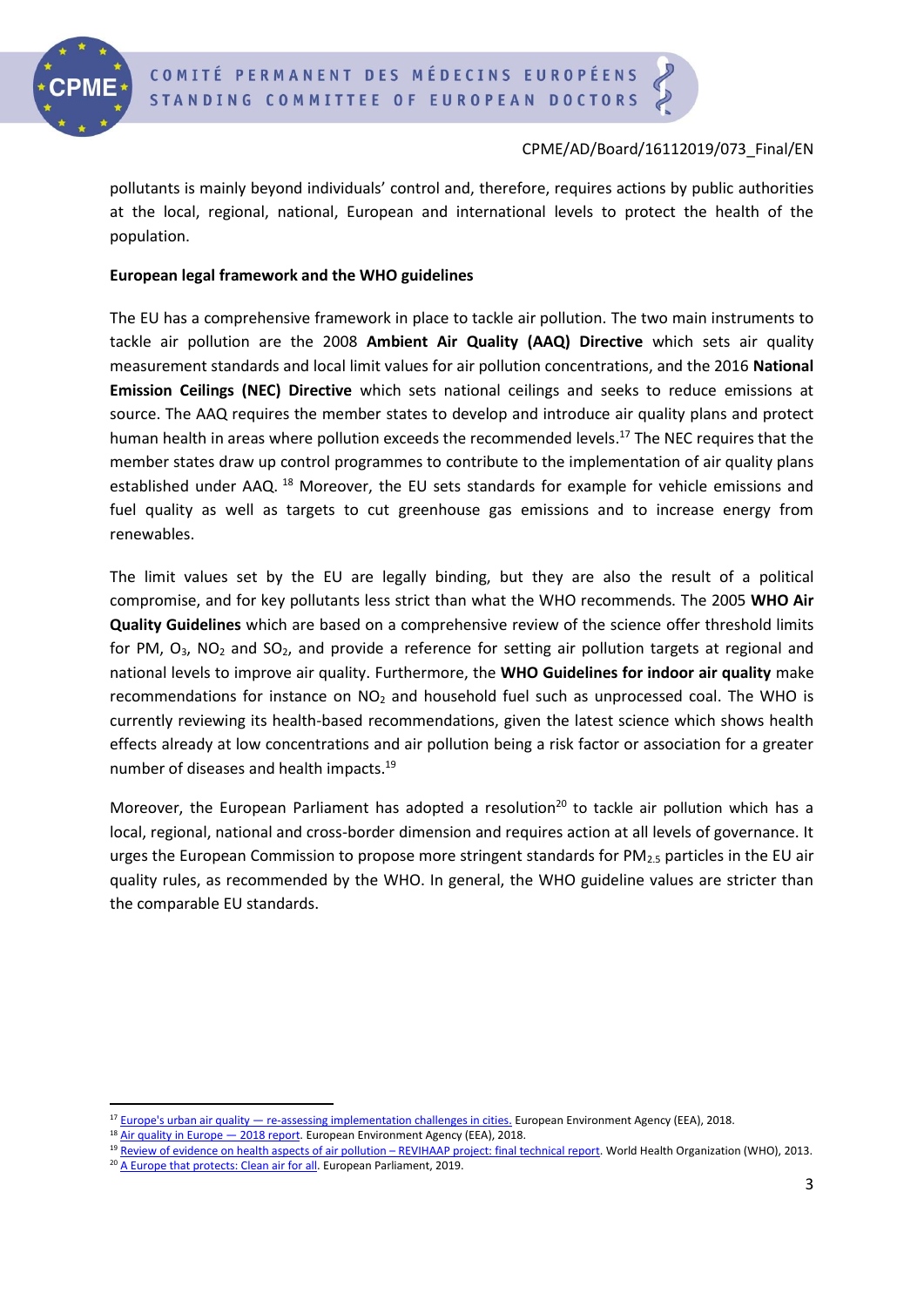pollutants is mainly beyond individuals' control and, therefore, requires actions by public authorities at the local, regional, national, European and international levels to protect the health of the population.

**European legal framework and the WHO guidelines**

The EU has a comprehensive framework in place to tackle air pollution. The two main instruments to tackle air pollution are the 2008 **Ambient Air Quality (AAQ) Directive** which sets air quality measurement standards and local limit values for air pollution concentrations, and the 2016 **National Emission Ceilings (NEC) Directive** which sets national ceilings and seeks to reduce emissions at source. The AAQ requires the member states to develop and introduce air quality plans and protect human health in areas where pollution exceeds the recommended levels.[17] The NEC requires that the member states draw up control programmes to contribute to the implementation of air quality plans established under AAQ. [18] Moreover, the EU sets standards for example for vehicle emissions and fuel quality as well as targets to cut greenhouse gas emissions and to increase energy from renewables.

The limit values set by the EU are legally binding, but they are also the result of a political compromise, and for key pollutants less strict than what the WHO recommends. The 2005 **WHO Air Quality Guidelines** which are based on a comprehensive review of the science offer threshold limits for PM, $O_3$, $NO_2$ and $SO_2$, and provide a reference for setting air pollution targets at regional and national levels to improve air quality. Furthermore, the **WHO Guidelines for indoor air quality** make recommendations for instance on $NO_2$ and household fuel such as unprocessed coal. The WHO is currently reviewing its health-based recommendations, given the latest science which shows health effects already at low concentrations and air pollution being a risk factor or association for a greater number of diseases and health impacts.[19]

Moreover, the European Parliament has adopted a resolution[20] to tackle air pollution which has a local, regional, national and cross-border dimension and requires action at all levels of governance. It urges the European Commission to propose more stringent standards for $PM_{2.5}$ particles in the EU air quality rules, as recommended by the WHO. In general, the WHO guideline values are stricter than the comparable EU standards.

---

[17] Europe's urban air quality — re-assessing implementation challenges in cities. European Environment Agency (EEA), 2018.

[18] Air quality in Europe — 2018 report. European Environment Agency (EEA), 2018.

[19] Review of evidence on health aspects of air pollution – REVIHAAP project: final technical report. World Health Organization (WHO), 2013.

[20] A Europe that protects: Clean air for all. European Parliament, 2019.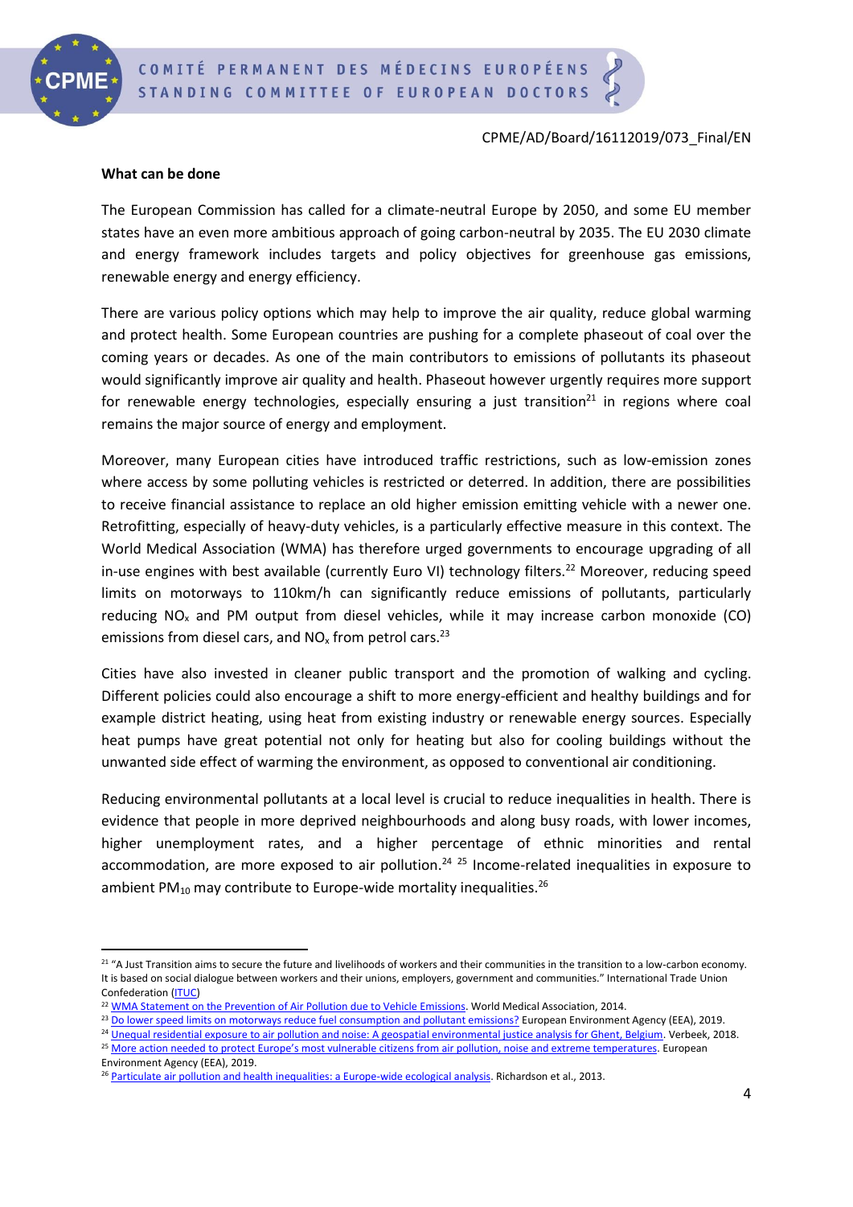**What can be done**

The European Commission has called for a climate-neutral Europe by 2050, and some EU member states have an even more ambitious approach of going carbon-neutral by 2035. The EU 2030 climate and energy framework includes targets and policy objectives for greenhouse gas emissions, renewable energy and energy efficiency.

There are various policy options which may help to improve the air quality, reduce global warming and protect health. Some European countries are pushing for a complete phaseout of coal over the coming years or decades. As one of the main contributors to emissions of pollutants its phaseout would significantly improve air quality and health. Phaseout however urgently requires more support for renewable energy technologies, especially ensuring a just transition[21] in regions where coal remains the major source of energy and employment.

Moreover, many European cities have introduced traffic restrictions, such as low-emission zones where access by some polluting vehicles is restricted or deterred. In addition, there are possibilities to receive financial assistance to replace an old higher emission emitting vehicle with a newer one. Retrofitting, especially of heavy-duty vehicles, is a particularly effective measure in this context. The World Medical Association (WMA) has therefore urged governments to encourage upgrading of all in-use engines with best available (currently Euro VI) technology filters.[22] Moreover, reducing speed limits on motorways to 110km/h can significantly reduce emissions of pollutants, particularly reducing $NO_x$ and PM output from diesel vehicles, while it may increase carbon monoxide (CO) emissions from diesel cars, and $NO_x$ from petrol cars.[23]

Cities have also invested in cleaner public transport and the promotion of walking and cycling. Different policies could also encourage a shift to more energy-efficient and healthy buildings and for example district heating, using heat from existing industry or renewable energy sources. Especially heat pumps have great potential not only for heating but also for cooling buildings without the unwanted side effect of warming the environment, as opposed to conventional air conditioning.

Reducing environmental pollutants at a local level is crucial to reduce inequalities in health. There is evidence that people in more deprived neighbourhoods and along busy roads, with lower incomes, higher unemployment rates, and a higher percentage of ethnic minorities and rental accommodation, are more exposed to air pollution.[24] [25] Income-related inequalities in exposure to ambient $PM_{10}$ may contribute to Europe-wide mortality inequalities.[26]

---

[21] "A Just Transition aims to secure the future and livelihoods of workers and their communities in the transition to a low-carbon economy. It is based on social dialogue between workers and their unions, employers, government and communities." International Trade Union Confederation (ITUC)

[22] WMA Statement on the Prevention of Air Pollution due to Vehicle Emissions. World Medical Association, 2014.

[23] Do lower speed limits on motorways reduce fuel consumption and pollutant emissions? European Environment Agency (EEA), 2019.

[24] Unequal residential exposure to air pollution and noise: A geospatial environmental justice analysis for Ghent, Belgium. Verbeek, 2018.

[25] More action needed to protect Europe's most vulnerable citizens from air pollution, noise and extreme temperatures. European Environment Agency (EEA), 2019.

[26] Particulate air pollution and health inequalities: a Europe-wide ecological analysis. Richardson et al., 2013.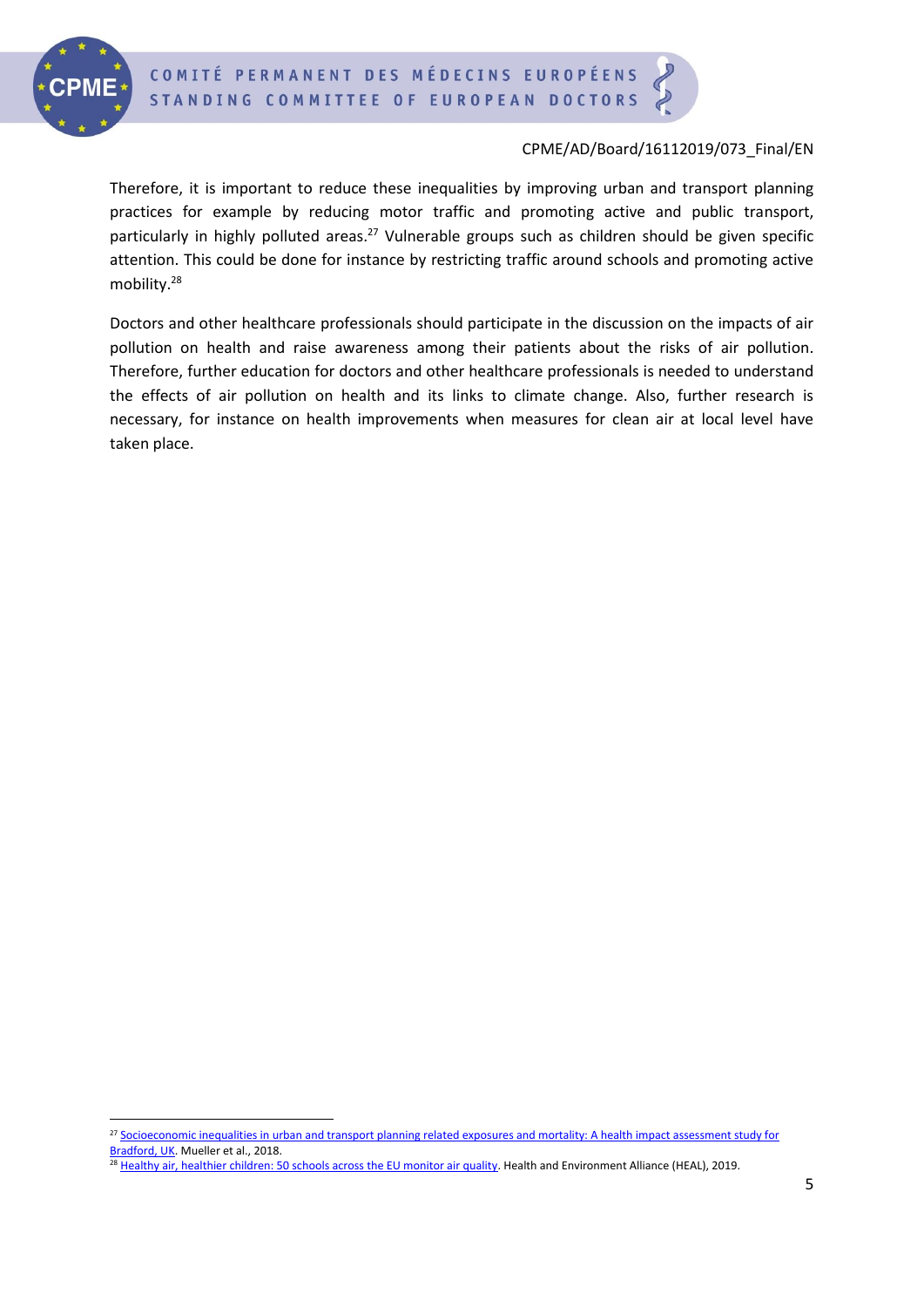Therefore, it is important to reduce these inequalities by improving urban and transport planning practices for example by reducing motor traffic and promoting active and public transport, particularly in highly polluted areas.[27] Vulnerable groups such as children should be given specific attention. This could be done for instance by restricting traffic around schools and promoting active mobility.[28]

Doctors and other healthcare professionals should participate in the discussion on the impacts of air pollution on health and raise awareness among their patients about the risks of air pollution. Therefore, further education for doctors and other healthcare professionals is needed to understand the effects of air pollution on health and its links to climate change. Also, further research is necessary, for instance on health improvements when measures for clean air at local level have taken place.

---

[27] Socioeconomic inequalities in urban and transport planning related exposures and mortality: A health impact assessment study for Bradford, UK. Mueller et al., 2018.

[28] Healthy air, healthier children: 50 schools across the EU monitor air quality. Health and Environment Alliance (HEAL), 2019.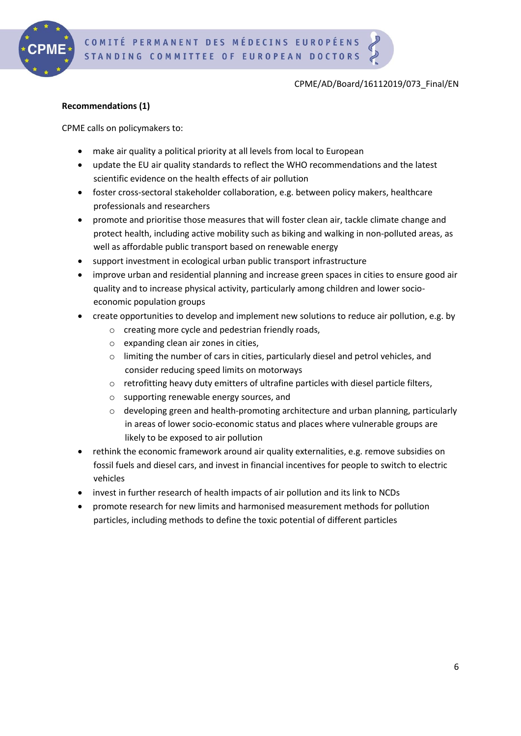CPME/AD/Board/16112019/073_Final/EN

**Recommendations (1)**

CPME calls on policymakers to:

- make air quality a political priority at all levels from local to European
- update the EU air quality standards to reflect the WHO recommendations and the latest scientific evidence on the health effects of air pollution
- foster cross-sectoral stakeholder collaboration, e.g. between policy makers, healthcare professionals and researchers
- promote and prioritise those measures that will foster clean air, tackle climate change and protect health, including active mobility such as biking and walking in non-polluted areas, as well as affordable public transport based on renewable energy
- support investment in ecological urban public transport infrastructure
- improve urban and residential planning and increase green spaces in cities to ensure good air quality and to increase physical activity, particularly among children and lower socio-economic population groups
- create opportunities to develop and implement new solutions to reduce air pollution, e.g. by
  - creating more cycle and pedestrian friendly roads,
  - expanding clean air zones in cities,
  - limiting the number of cars in cities, particularly diesel and petrol vehicles, and consider reducing speed limits on motorways
  - retrofitting heavy duty emitters of ultrafine particles with diesel particle filters,
  - supporting renewable energy sources, and
  - developing green and health-promoting architecture and urban planning, particularly in areas of lower socio-economic status and places where vulnerable groups are likely to be exposed to air pollution
- rethink the economic framework around air quality externalities, e.g. remove subsidies on fossil fuels and diesel cars, and invest in financial incentives for people to switch to electric vehicles
- invest in further research of health impacts of air pollution and its link to NCDs
- promote research for new limits and harmonised measurement methods for pollution particles, including methods to define the toxic potential of different particles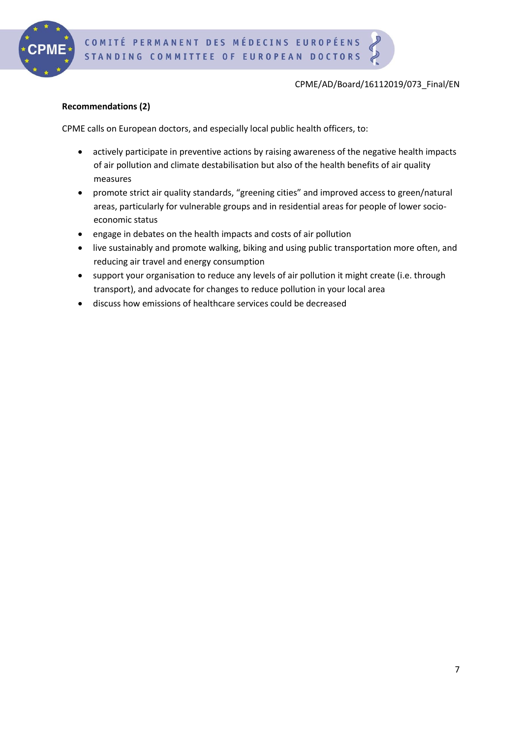**Recommendations (2)**

CPME calls on European doctors, and especially local public health officers, to:

- actively participate in preventive actions by raising awareness of the negative health impacts of air pollution and climate destabilisation but also of the health benefits of air quality measures
- promote strict air quality standards, “greening cities” and improved access to green/natural areas, particularly for vulnerable groups and in residential areas for people of lower socio-economic status
- engage in debates on the health impacts and costs of air pollution
- live sustainably and promote walking, biking and using public transportation more often, and reducing air travel and energy consumption
- support your organisation to reduce any levels of air pollution it might create (i.e. through transport), and advocate for changes to reduce pollution in your local area
- discuss how emissions of healthcare services could be decreased